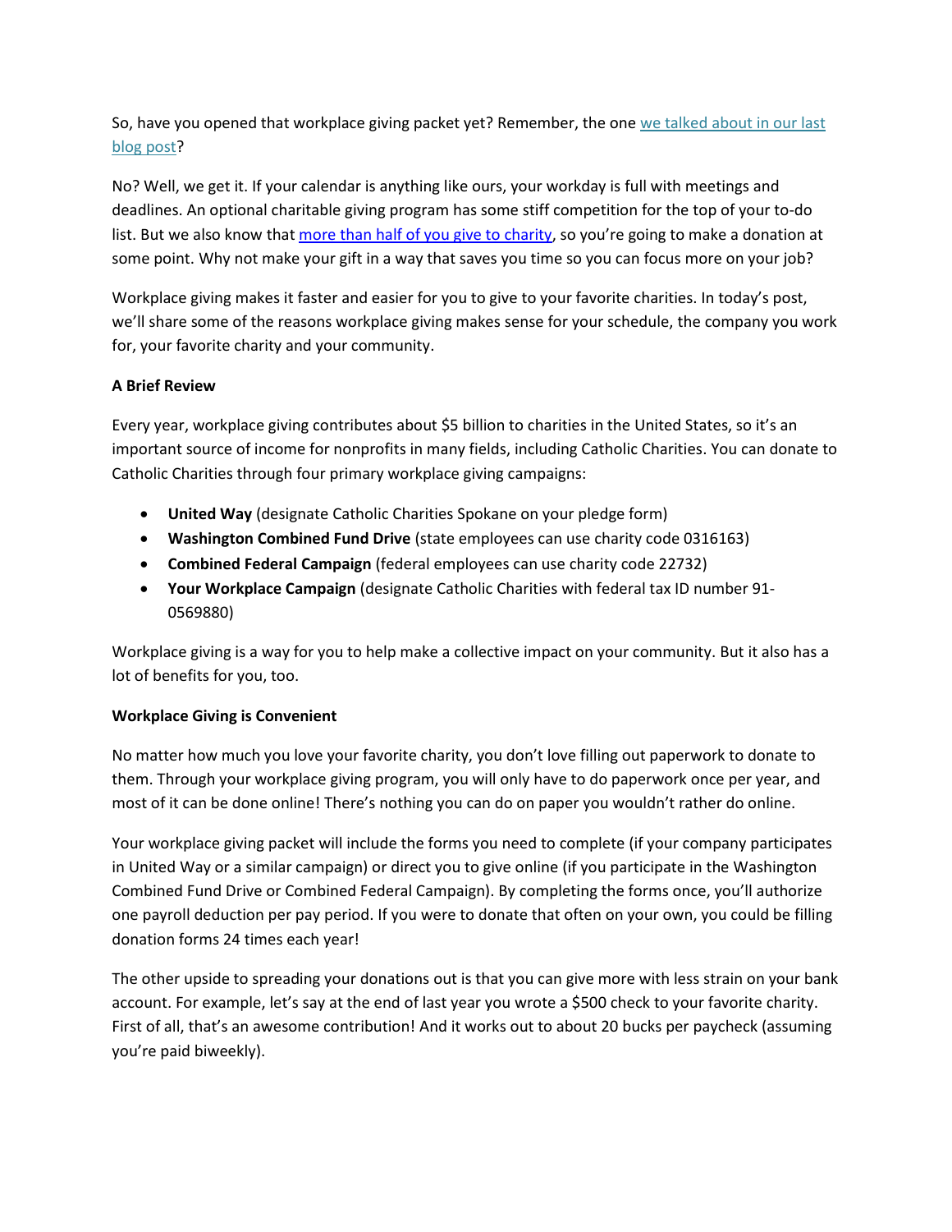So, have you opened that workplace giving packet yet? Remember, the one [we talked about in our last blog post](#)?

No? Well, we get it. If your calendar is anything like ours, your workday is full with meetings and deadlines. An optional charitable giving program has some stiff competition for the top of your to-do list. But we also know that [more than half of you give to charity](#), so you're going to make a donation at some point. Why not make your gift in a way that saves you time so you can focus more on your job?

Workplace giving makes it faster and easier for you to give to your favorite charities. In today's post, we'll share some of the reasons workplace giving makes sense for your schedule, the company you work for, your favorite charity and your community.

**A Brief Review**

Every year, workplace giving contributes about $5 billion to charities in the United States, so it's an important source of income for nonprofits in many fields, including Catholic Charities. You can donate to Catholic Charities through four primary workplace giving campaigns:

- **United Way** (designate Catholic Charities Spokane on your pledge form)
- **Washington Combined Fund Drive** (state employees can use charity code 0316163)
- **Combined Federal Campaign** (federal employees can use charity code 22732)
- **Your Workplace Campaign** (designate Catholic Charities with federal tax ID number 91-0569880)

Workplace giving is a way for you to help make a collective impact on your community. But it also has a lot of benefits for you, too.

**Workplace Giving is Convenient**

No matter how much you love your favorite charity, you don't love filling out paperwork to donate to them. Through your workplace giving program, you will only have to do paperwork once per year, and most of it can be done online! There's nothing you can do on paper you wouldn't rather do online.

Your workplace giving packet will include the forms you need to complete (if your company participates in United Way or a similar campaign) or direct you to give online (if you participate in the Washington Combined Fund Drive or Combined Federal Campaign). By completing the forms once, you'll authorize one payroll deduction per pay period. If you were to donate that often on your own, you could be filling donation forms 24 times each year!

The other upside to spreading your donations out is that you can give more with less strain on your bank account. For example, let's say at the end of last year you wrote a $500 check to your favorite charity. First of all, that's an awesome contribution! And it works out to about 20 bucks per paycheck (assuming you're paid biweekly).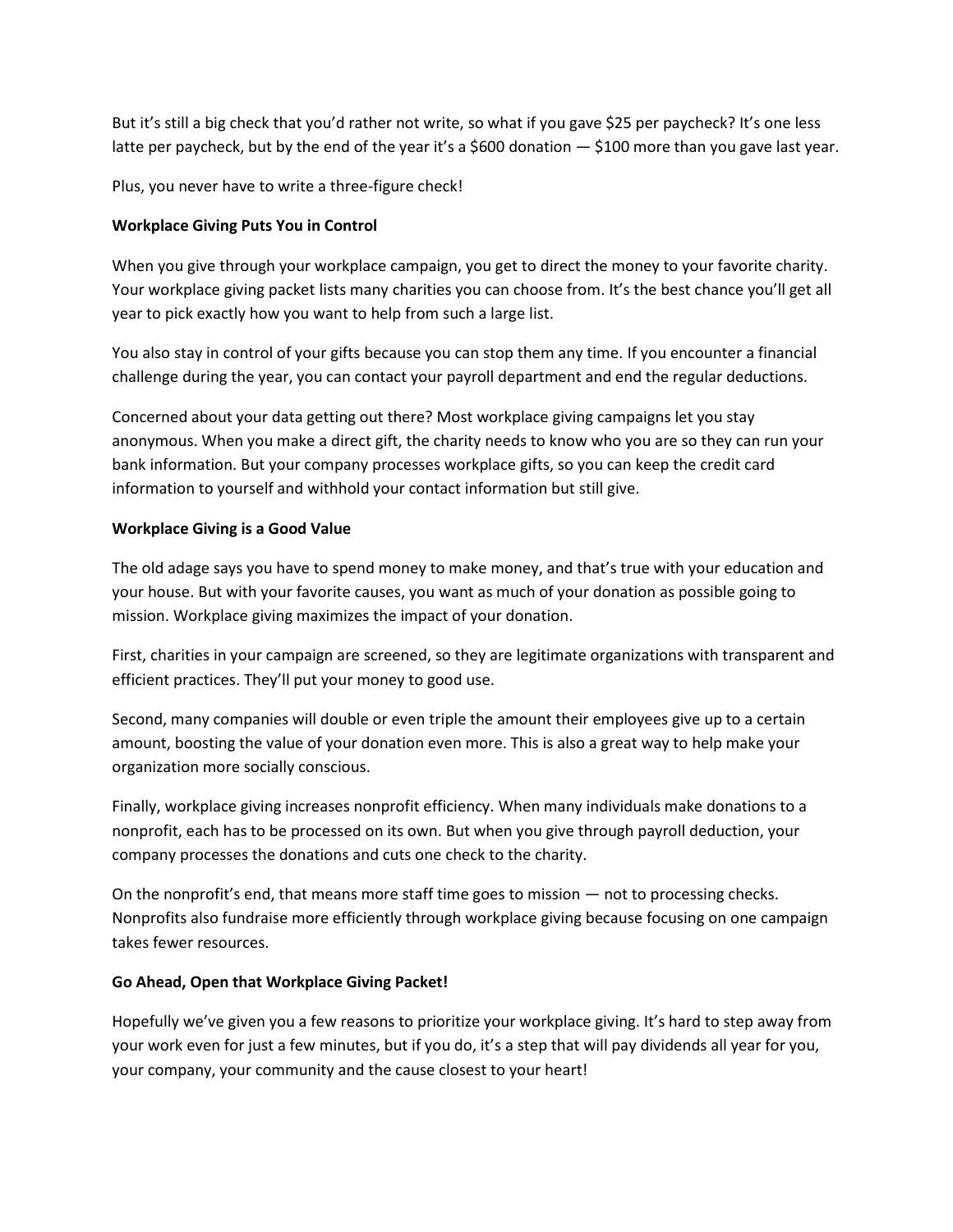But it's still a big check that you'd rather not write, so what if you gave $25 per paycheck? It's one less latte per paycheck, but by the end of the year it's a $600 donation — $100 more than you gave last year.

Plus, you never have to write a three-figure check!

**Workplace Giving Puts You in Control**

When you give through your workplace campaign, you get to direct the money to your favorite charity. Your workplace giving packet lists many charities you can choose from. It's the best chance you'll get all year to pick exactly how you want to help from such a large list.

You also stay in control of your gifts because you can stop them any time. If you encounter a financial challenge during the year, you can contact your payroll department and end the regular deductions.

Concerned about your data getting out there? Most workplace giving campaigns let you stay anonymous. When you make a direct gift, the charity needs to know who you are so they can run your bank information. But your company processes workplace gifts, so you can keep the credit card information to yourself and withhold your contact information but still give.

**Workplace Giving is a Good Value**

The old adage says you have to spend money to make money, and that's true with your education and your house. But with your favorite causes, you want as much of your donation as possible going to mission. Workplace giving maximizes the impact of your donation.

First, charities in your campaign are screened, so they are legitimate organizations with transparent and efficient practices. They'll put your money to good use.

Second, many companies will double or even triple the amount their employees give up to a certain amount, boosting the value of your donation even more. This is also a great way to help make your organization more socially conscious.

Finally, workplace giving increases nonprofit efficiency. When many individuals make donations to a nonprofit, each has to be processed on its own. But when you give through payroll deduction, your company processes the donations and cuts one check to the charity.

On the nonprofit's end, that means more staff time goes to mission — not to processing checks. Nonprofits also fundraise more efficiently through workplace giving because focusing on one campaign takes fewer resources.

**Go Ahead, Open that Workplace Giving Packet!**

Hopefully we've given you a few reasons to prioritize your workplace giving. It's hard to step away from your work even for just a few minutes, but if you do, it's a step that will pay dividends all year for you, your company, your community and the cause closest to your heart!